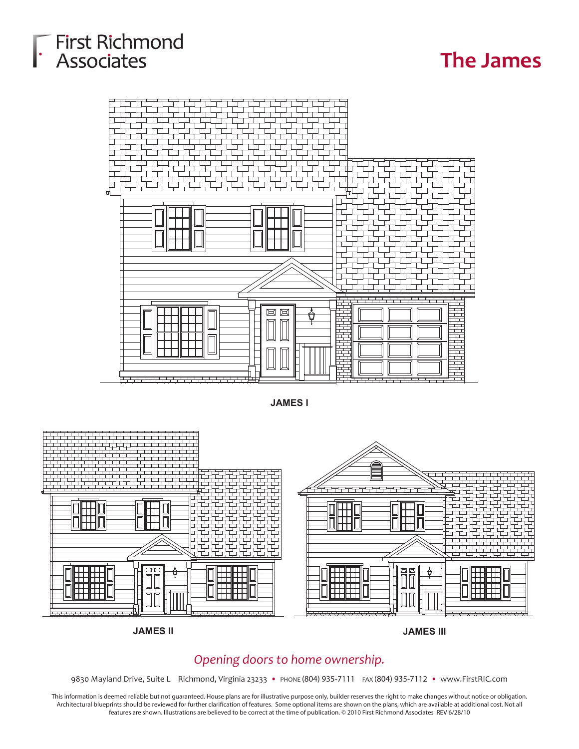First Richmond Associates

# The James

JAMES I

JAMES II

JAMES III

*Opening doors to home ownership.*

9830 Mayland Drive, Suite L Richmond, Virginia 23233 • PHONE (804) 935-7111 FAX (804) 935-7112 • www.FirstRIC.com

This information is deemed reliable but not guaranteed. House plans are for illustrative purpose only, builder reserves the right to make changes without notice or obligation. Architectural blueprints should be reviewed for further clarification of features. Some optional items are shown on the plans, which are available at additional cost. Not all features are shown. Illustrations are believed to be correct at the time of publication. © 2010 First Richmond Associates REV 6/28/10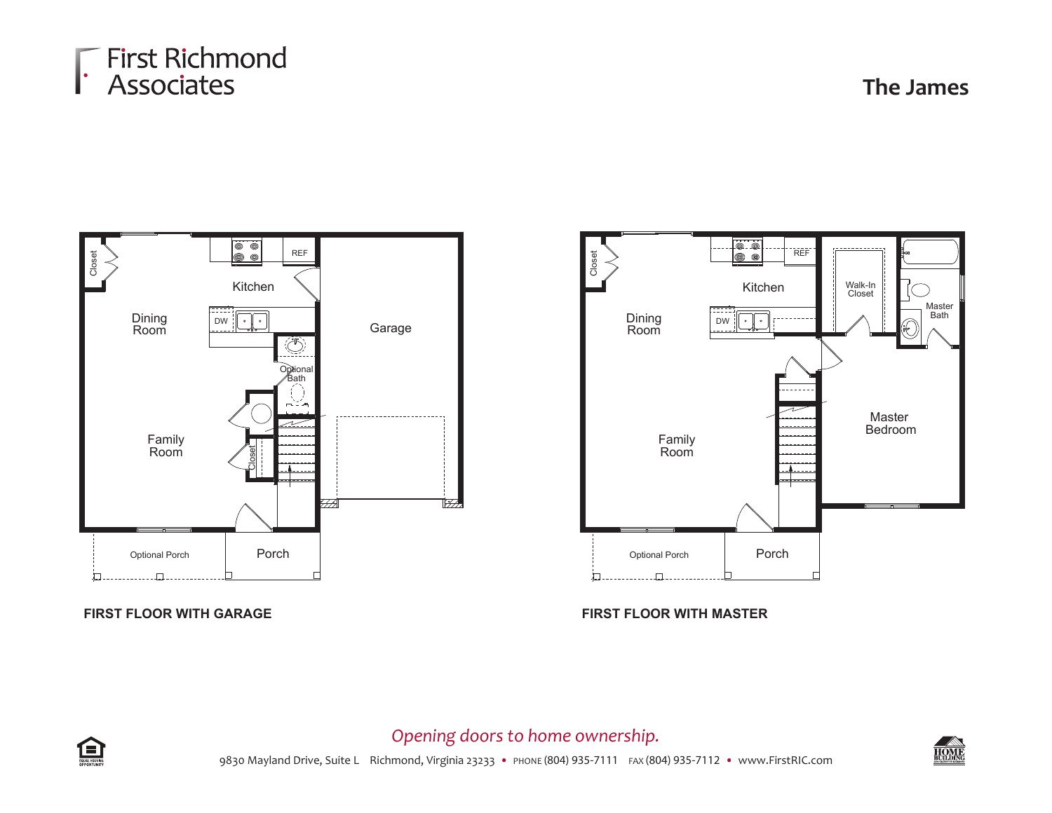First Richmond Associates

# The James

Closet

Kitchen

REF

DW

Dining Room

Garage

Optional Bath

Family Room

Closet

Optional Porch

Porch

**FIRST FLOOR WITH GARAGE**

Closet

Kitchen

REF

DW

Walk-In Closet

Master Bath

Dining Room

Master Bedroom

Family Room

Optional Porch

Porch

**FIRST FLOOR WITH MASTER**

*Opening doors to home ownership.*

9830 Mayland Drive, Suite L Richmond, Virginia 23233 • PHONE (804) 935-7111 FAX (804) 935-7112 • www.FirstRIC.com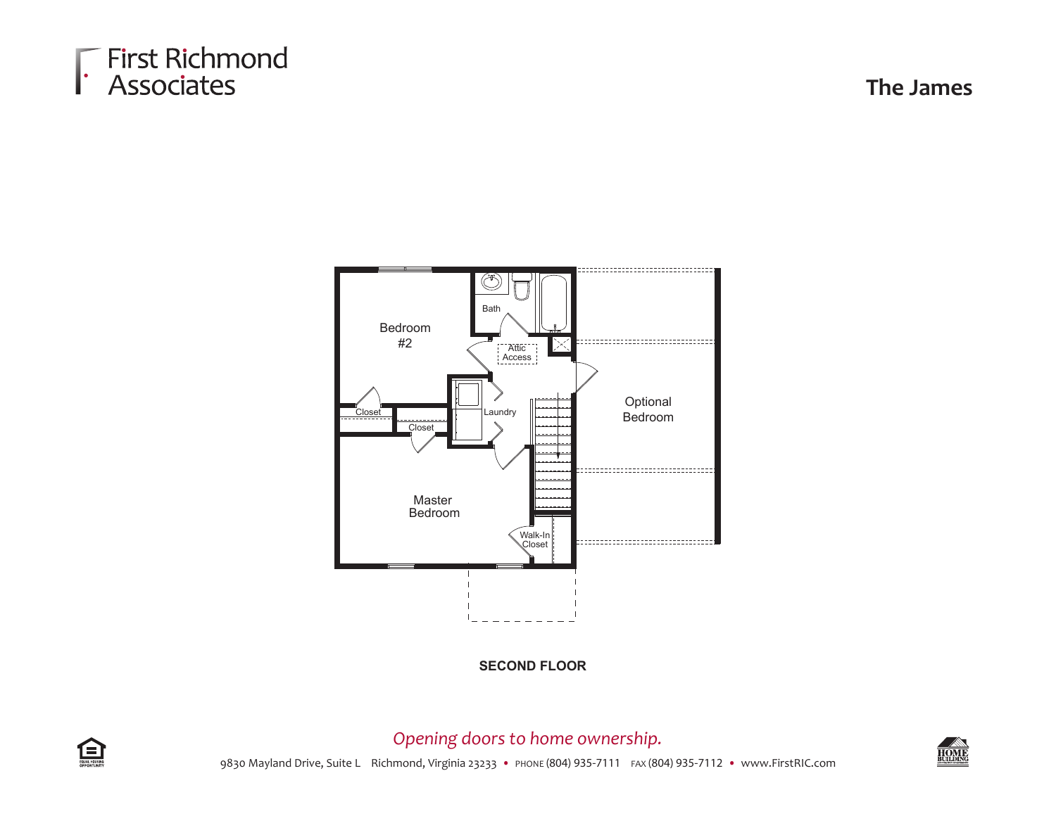First Richmond Associates

# The James

Bedroom #2

Bath

Attic Access

Closet

Closet

Laundry

Optional Bedroom

Master Bedroom

Walk-In Closet

**SECOND FLOOR**

*Opening doors to home ownership.*

9830 Mayland Drive, Suite L Richmond, Virginia 23233 • PHONE (804) 935-7111 FAX (804) 935-7112 • www.FirstRIC.com